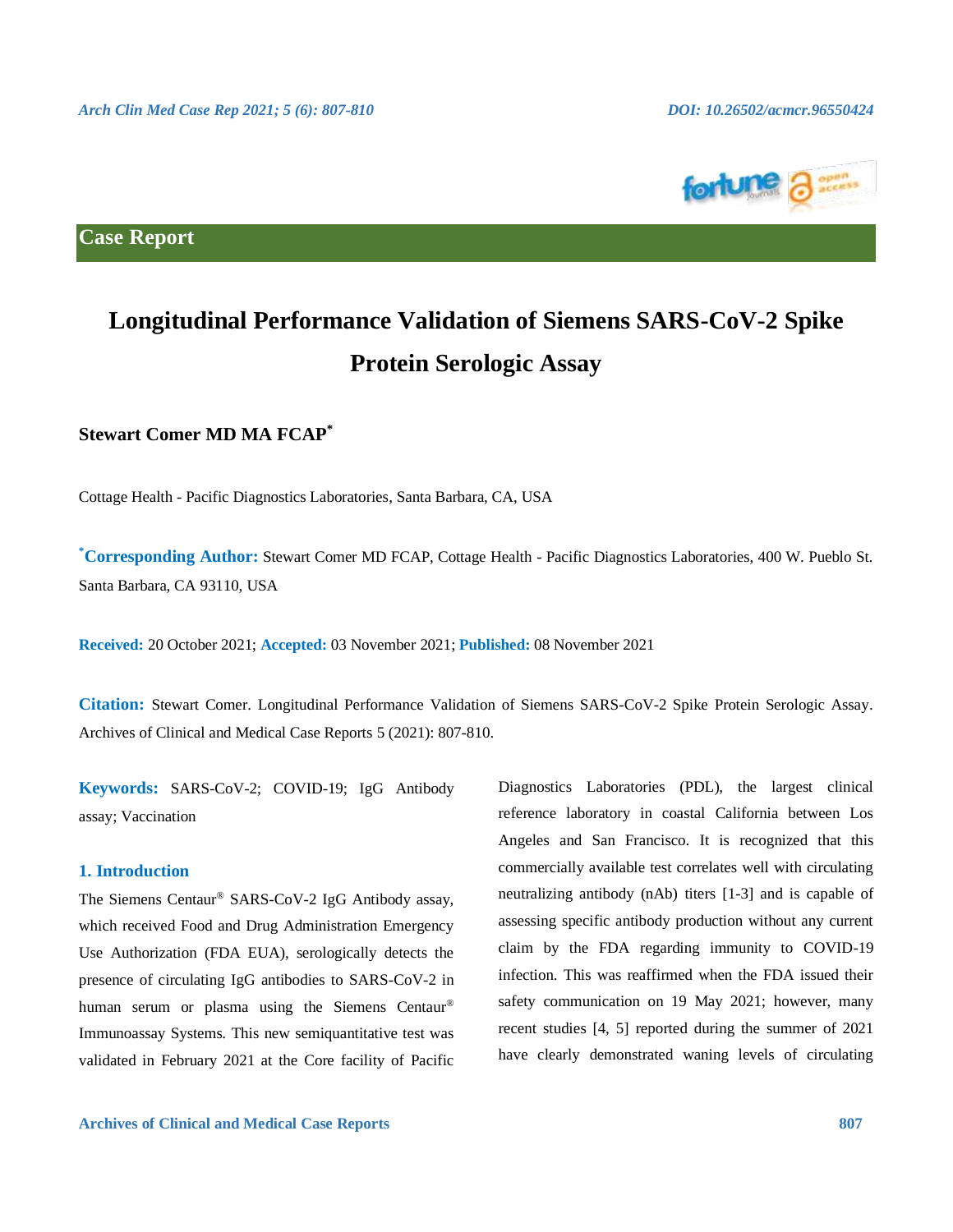Case Report

# Longitudinal Performance Validation of Siemens SARS-CoV-2 Spike Protein Serologic Assay

**Stewart Comer MD MA FCAP***

Cottage Health - Pacific Diagnostics Laboratories, Santa Barbara, CA, USA

***Corresponding Author:** Stewart Comer MD FCAP, Cottage Health - Pacific Diagnostics Laboratories, 400 W. Pueblo St. Santa Barbara, CA 93110, USA

**Received:** 20 October 2021; **Accepted:** 03 November 2021; **Published:** 08 November 2021

**Citation:** Stewart Comer. Longitudinal Performance Validation of Siemens SARS-CoV-2 Spike Protein Serologic Assay. Archives of Clinical and Medical Case Reports 5 (2021): 807-810.

**Keywords:** SARS-CoV-2; COVID-19; IgG Antibody assay; Vaccination

## 1. Introduction

The Siemens Centaur® SARS-CoV-2 IgG Antibody assay, which received Food and Drug Administration Emergency Use Authorization (FDA EUA), serologically detects the presence of circulating IgG antibodies to SARS-CoV-2 in human serum or plasma using the Siemens Centaur® Immunoassay Systems. This new semiquantitative test was validated in February 2021 at the Core facility of Pacific Diagnostics Laboratories (PDL), the largest clinical reference laboratory in coastal California between Los Angeles and San Francisco. It is recognized that this commercially available test correlates well with circulating neutralizing antibody (nAb) titers [1-3] and is capable of assessing specific antibody production without any current claim by the FDA regarding immunity to COVID-19 infection. This was reaffirmed when the FDA issued their safety communication on 19 May 2021; however, many recent studies [4, 5] reported during the summer of 2021 have clearly demonstrated waning levels of circulating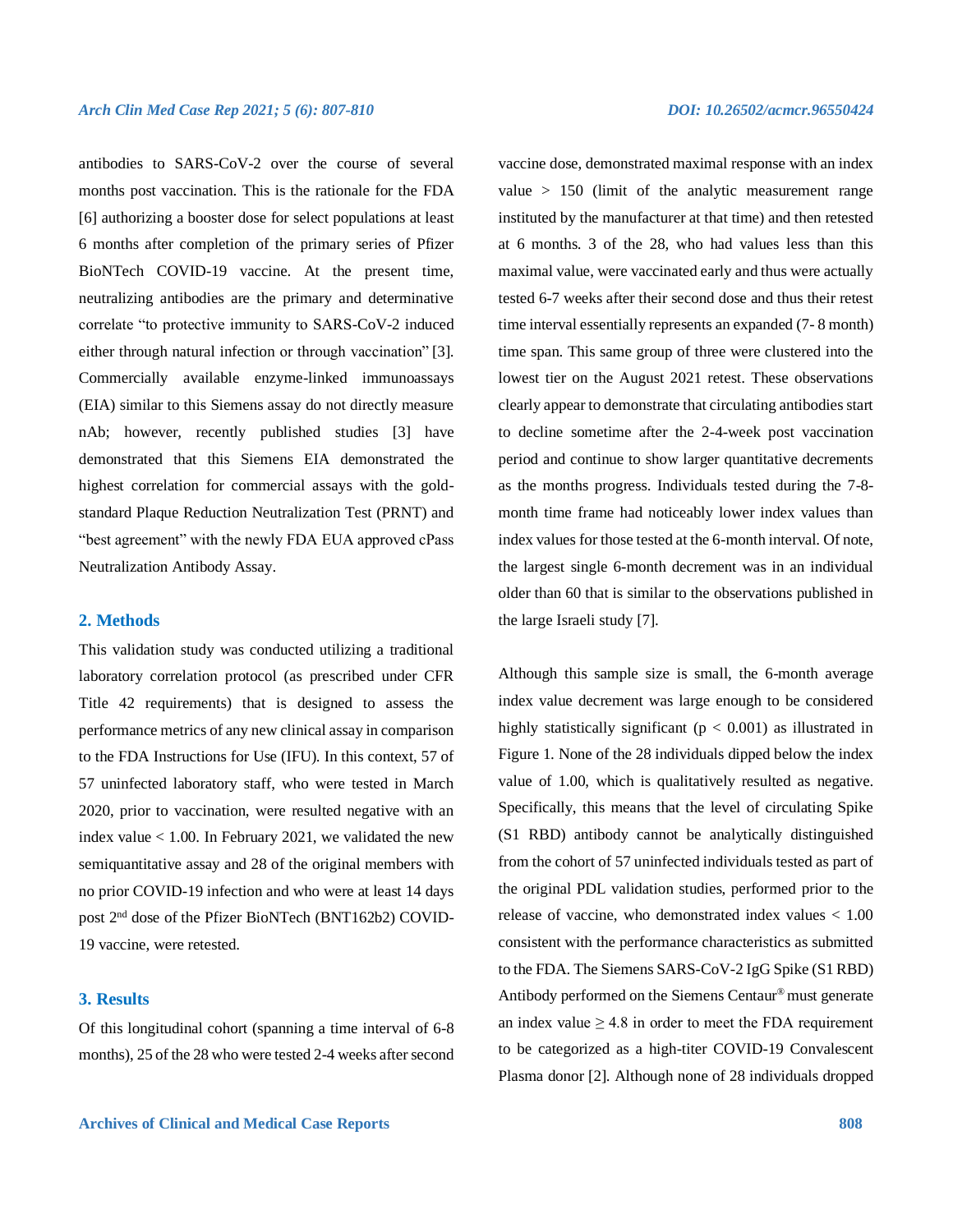antibodies to SARS-CoV-2 over the course of several months post vaccination. This is the rationale for the FDA [6] authorizing a booster dose for select populations at least 6 months after completion of the primary series of Pfizer BioNTech COVID-19 vaccine. At the present time, neutralizing antibodies are the primary and determinative correlate "to protective immunity to SARS-CoV-2 induced either through natural infection or through vaccination" [3]. Commercially available enzyme-linked immunoassays (EIA) similar to this Siemens assay do not directly measure nAb; however, recently published studies [3] have demonstrated that this Siemens EIA demonstrated the highest correlation for commercial assays with the gold-standard Plaque Reduction Neutralization Test (PRNT) and "best agreement" with the newly FDA EUA approved cPass Neutralization Antibody Assay.

## 2. Methods

This validation study was conducted utilizing a traditional laboratory correlation protocol (as prescribed under CFR Title 42 requirements) that is designed to assess the performance metrics of any new clinical assay in comparison to the FDA Instructions for Use (IFU). In this context, 57 of 57 uninfected laboratory staff, who were tested in March 2020, prior to vaccination, were resulted negative with an index value < 1.00. In February 2021, we validated the new semiquantitative assay and 28 of the original members with no prior COVID-19 infection and who were at least 14 days post 2$^{nd}$ dose of the Pfizer BioNTech (BNT162b2) COVID-19 vaccine, were retested.

## 3. Results

Of this longitudinal cohort (spanning a time interval of 6-8 months), 25 of the 28 who were tested 2-4 weeks after second vaccine dose, demonstrated maximal response with an index value > 150 (limit of the analytic measurement range instituted by the manufacturer at that time) and then retested at 6 months. 3 of the 28, who had values less than this maximal value, were vaccinated early and thus were actually tested 6-7 weeks after their second dose and thus their retest time interval essentially represents an expanded (7- 8 month) time span. This same group of three were clustered into the lowest tier on the August 2021 retest. These observations clearly appear to demonstrate that circulating antibodies start to decline sometime after the 2-4-week post vaccination period and continue to show larger quantitative decrements as the months progress. Individuals tested during the 7-8-month time frame had noticeably lower index values than index values for those tested at the 6-month interval. Of note, the largest single 6-month decrement was in an individual older than 60 that is similar to the observations published in the large Israeli study [7].

Although this sample size is small, the 6-month average index value decrement was large enough to be considered highly statistically significant ($p < 0.001$) as illustrated in Figure 1. None of the 28 individuals dipped below the index value of 1.00, which is qualitatively resulted as negative. Specifically, this means that the level of circulating Spike (S1 RBD) antibody cannot be analytically distinguished from the cohort of 57 uninfected individuals tested as part of the original PDL validation studies, performed prior to the release of vaccine, who demonstrated index values < 1.00 consistent with the performance characteristics as submitted to the FDA. The Siemens SARS-CoV-2 IgG Spike (S1 RBD) Antibody performed on the Siemens Centaur® must generate an index value ≥ 4.8 in order to meet the FDA requirement to be categorized as a high-titer COVID-19 Convalescent Plasma donor [2]. Although none of 28 individuals dropped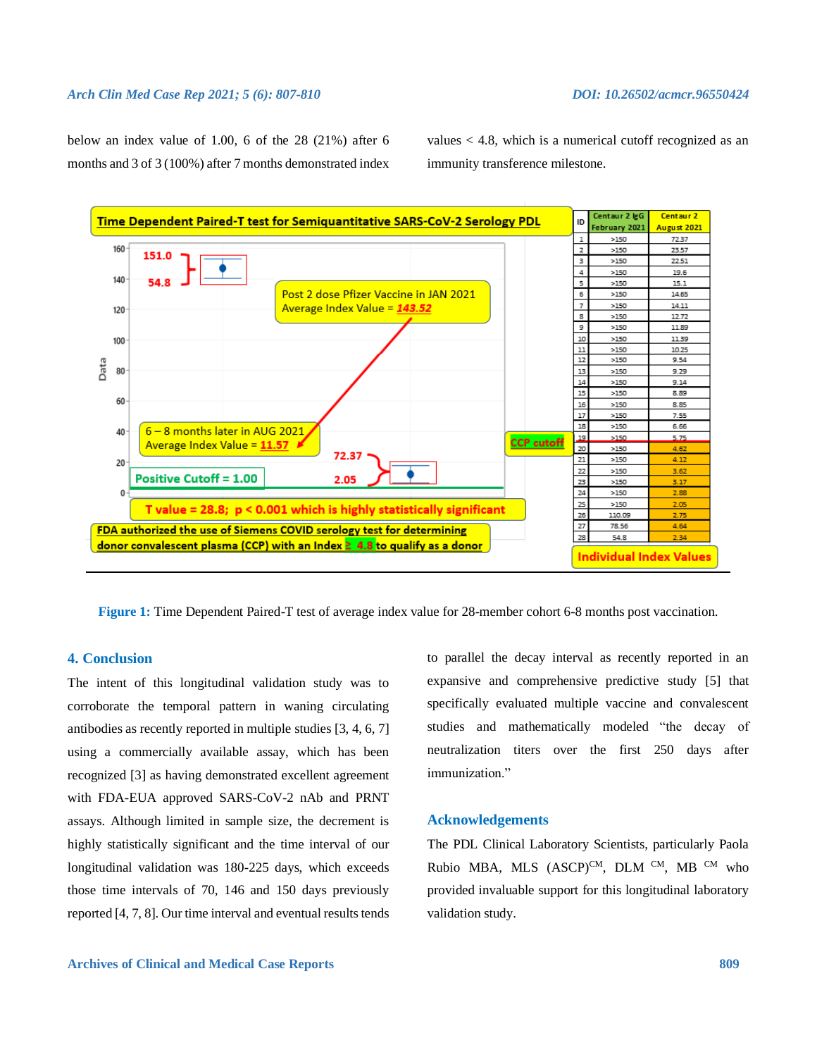below an index value of 1.00, 6 of the 28 (21%) after 6 months and 3 of 3 (100%) after 7 months demonstrated index values < 4.8, which is a numerical cutoff recognized as an immunity transference milestone.

**Time Dependent Paired-T test for Semiquantitative SARS-CoV-2 Serology PDL**

| ID | Centaur 2 IgG February 2021 | Centaur 2 August 2021 |
|---|---|---|
| 1 | >150 | 72.37 |
| 2 | >150 | 23.57 |
| 3 | >150 | 22.51 |
| 4 | >150 | 19.6 |
| 5 | >150 | 15.1 |
| 6 | >150 | 14.65 |
| 7 | >150 | 14.11 |
| 8 | >150 | 12.72 |
| 9 | >150 | 11.89 |
| 10 | >150 | 11.39 |
| 11 | >150 | 10.25 |
| 12 | >150 | 9.54 |
| 13 | >150 | 9.29 |
| 14 | >150 | 9.14 |
| 15 | >150 | 8.89 |
| 16 | >150 | 8.85 |
| 17 | >150 | 7.55 |
| 18 | >150 | 6.66 |
| 19 | >150 | 5.75 |
| 20 | >150 | 4.62 |
| 21 | >150 | 4.12 |
| 22 | >150 | 3.62 |
| 23 | >150 | 3.17 |
| 24 | >150 | 2.88 |
| 25 | >150 | 2.05 |
| 26 | 110.09 | 2.75 |
| 27 | 78.56 | 4.64 |
| 28 | 54.8 | 2.34 |

Post 2 dose Pfizer Vaccine in JAN 2021 Average Index Value = 143.52

6 – 8 months later in AUG 2021 Average Index Value = 11.57

Positive Cutoff = 1.00

CCP cutoff

T value = 28.8; $p < 0.001$ which is highly statistically significant

FDA authorized the use of Siemens COVID serology test for determining donor convalescent plasma (CCP) with an Index ≥ 4.8 to qualify as a donor

Individual Index Values

**Figure 1:** Time Dependent Paired-T test of average index value for 28-member cohort 6-8 months post vaccination.

## 4. Conclusion

The intent of this longitudinal validation study was to corroborate the temporal pattern in waning circulating antibodies as recently reported in multiple studies [3, 4, 6, 7] using a commercially available assay, which has been recognized [3] as having demonstrated excellent agreement with FDA-EUA approved SARS-CoV-2 nAb and PRNT assays. Although limited in sample size, the decrement is highly statistically significant and the time interval of our longitudinal validation was 180-225 days, which exceeds those time intervals of 70, 146 and 150 days previously reported [4, 7, 8]. Our time interval and eventual results tends to parallel the decay interval as recently reported in an expansive and comprehensive predictive study [5] that specifically evaluated multiple vaccine and convalescent studies and mathematically modeled "the decay of neutralization titers over the first 250 days after immunization."

## Acknowledgements

The PDL Clinical Laboratory Scientists, particularly Paola Rubio MBA, MLS (ASCP)[CM], DLM [CM], MB [CM] who provided invaluable support for this longitudinal laboratory validation study.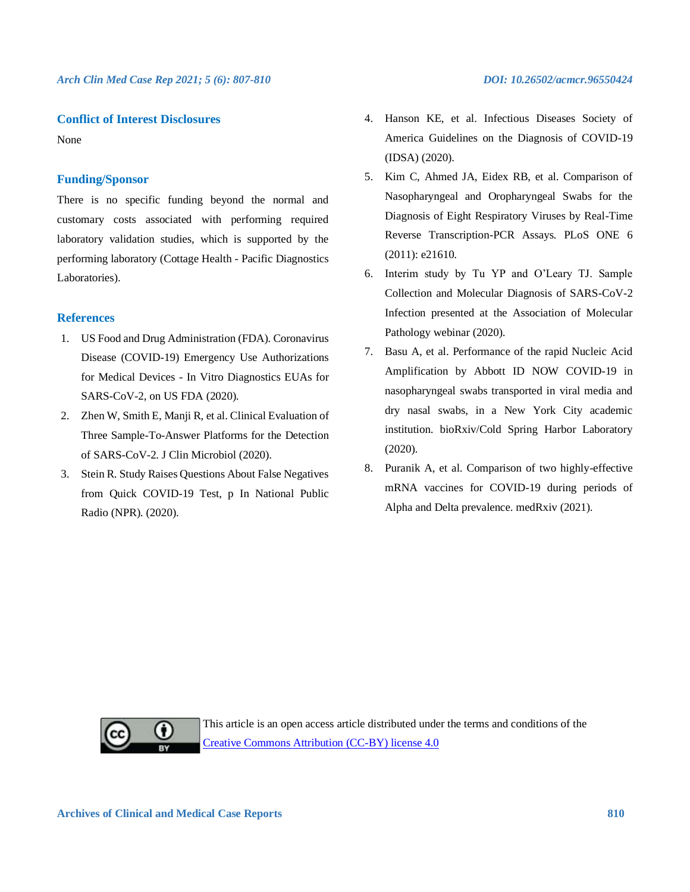## Conflict of Interest Disclosures

None

## Funding/Sponsor

There is no specific funding beyond the normal and customary costs associated with performing required laboratory validation studies, which is supported by the performing laboratory (Cottage Health - Pacific Diagnostics Laboratories).

## References

1. US Food and Drug Administration (FDA). Coronavirus Disease (COVID-19) Emergency Use Authorizations for Medical Devices - In Vitro Diagnostics EUAs for SARS-CoV-2, on US FDA (2020).
2. Zhen W, Smith E, Manji R, et al. Clinical Evaluation of Three Sample-To-Answer Platforms for the Detection of SARS-CoV-2. J Clin Microbiol (2020).
3. Stein R. Study Raises Questions About False Negatives from Quick COVID-19 Test, p In National Public Radio (NPR). (2020).
4. Hanson KE, et al. Infectious Diseases Society of America Guidelines on the Diagnosis of COVID-19 (IDSA) (2020).
5. Kim C, Ahmed JA, Eidex RB, et al. Comparison of Nasopharyngeal and Oropharyngeal Swabs for the Diagnosis of Eight Respiratory Viruses by Real-Time Reverse Transcription-PCR Assays. PLoS ONE 6 (2011): e21610.
6. Interim study by Tu YP and O'Leary TJ. Sample Collection and Molecular Diagnosis of SARS-CoV-2 Infection presented at the Association of Molecular Pathology webinar (2020).
7. Basu A, et al. Performance of the rapid Nucleic Acid Amplification by Abbott ID NOW COVID-19 in nasopharyngeal swabs transported in viral media and dry nasal swabs, in a New York City academic institution. bioRxiv/Cold Spring Harbor Laboratory (2020).
8. Puranik A, et al. Comparison of two highly-effective mRNA vaccines for COVID-19 during periods of Alpha and Delta prevalence. medRxiv (2021).

This article is an open access article distributed under the terms and conditions of the [Creative Commons Attribution (CC-BY) license 4.0](https://creativecommons.org/licenses/by/4.0/)